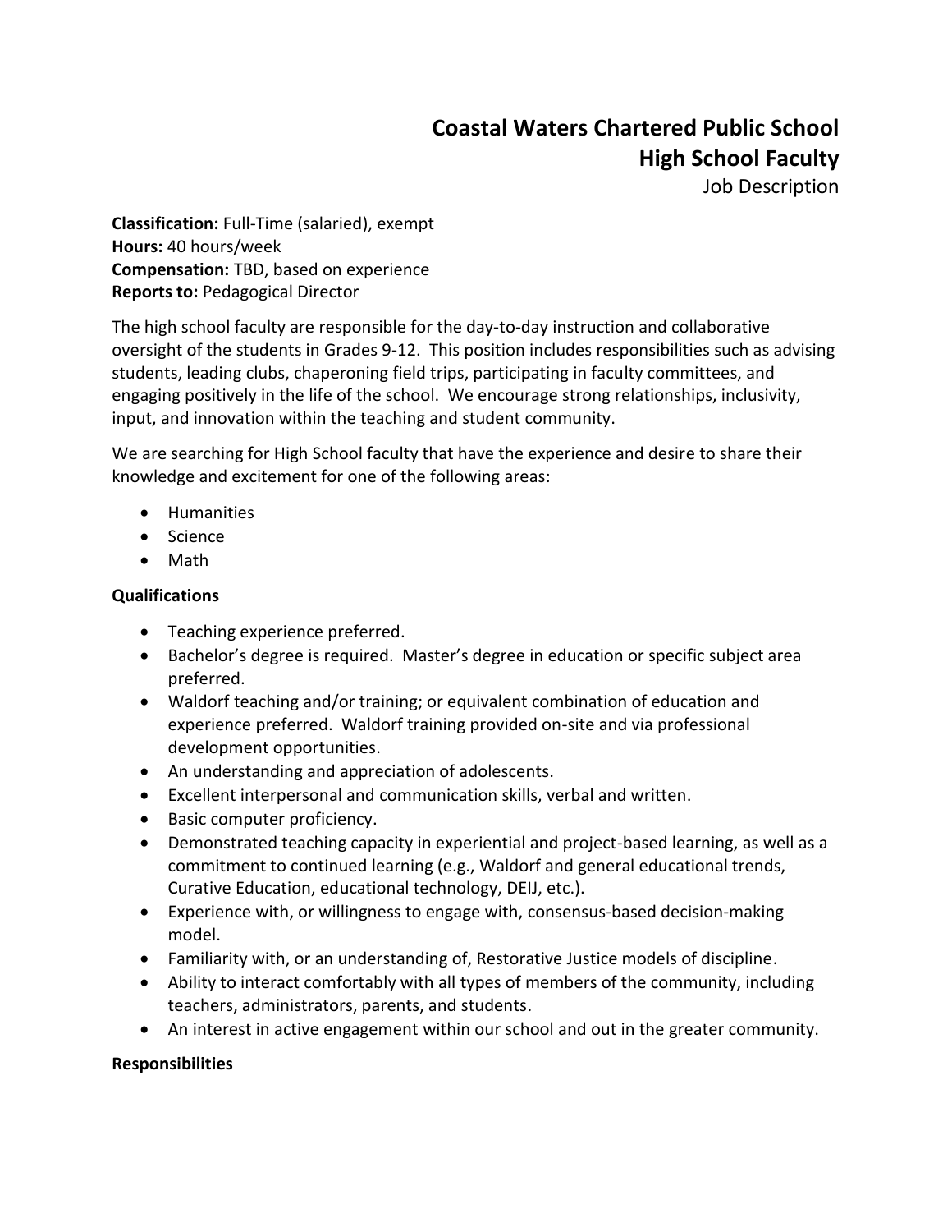# Coastal Waters Chartered Public School
## High School Faculty
Job Description

**Classification:** Full-Time (salaried), exempt
**Hours:** 40 hours/week
**Compensation:** TBD, based on experience
**Reports to:** Pedagogical Director

The high school faculty are responsible for the day-to-day instruction and collaborative oversight of the students in Grades 9-12. This position includes responsibilities such as advising students, leading clubs, chaperoning field trips, participating in faculty committees, and engaging positively in the life of the school. We encourage strong relationships, inclusivity, input, and innovation within the teaching and student community.

We are searching for High School faculty that have the experience and desire to share their knowledge and excitement for one of the following areas:

- Humanities
- Science
- Math

**Qualifications**

- Teaching experience preferred.
- Bachelor's degree is required. Master's degree in education or specific subject area preferred.
- Waldorf teaching and/or training; or equivalent combination of education and experience preferred. Waldorf training provided on-site and via professional development opportunities.
- An understanding and appreciation of adolescents.
- Excellent interpersonal and communication skills, verbal and written.
- Basic computer proficiency.
- Demonstrated teaching capacity in experiential and project-based learning, as well as a commitment to continued learning (e.g., Waldorf and general educational trends, Curative Education, educational technology, DEIJ, etc.).
- Experience with, or willingness to engage with, consensus-based decision-making model.
- Familiarity with, or an understanding of, Restorative Justice models of discipline.
- Ability to interact comfortably with all types of members of the community, including teachers, administrators, parents, and students.
- An interest in active engagement within our school and out in the greater community.

**Responsibilities**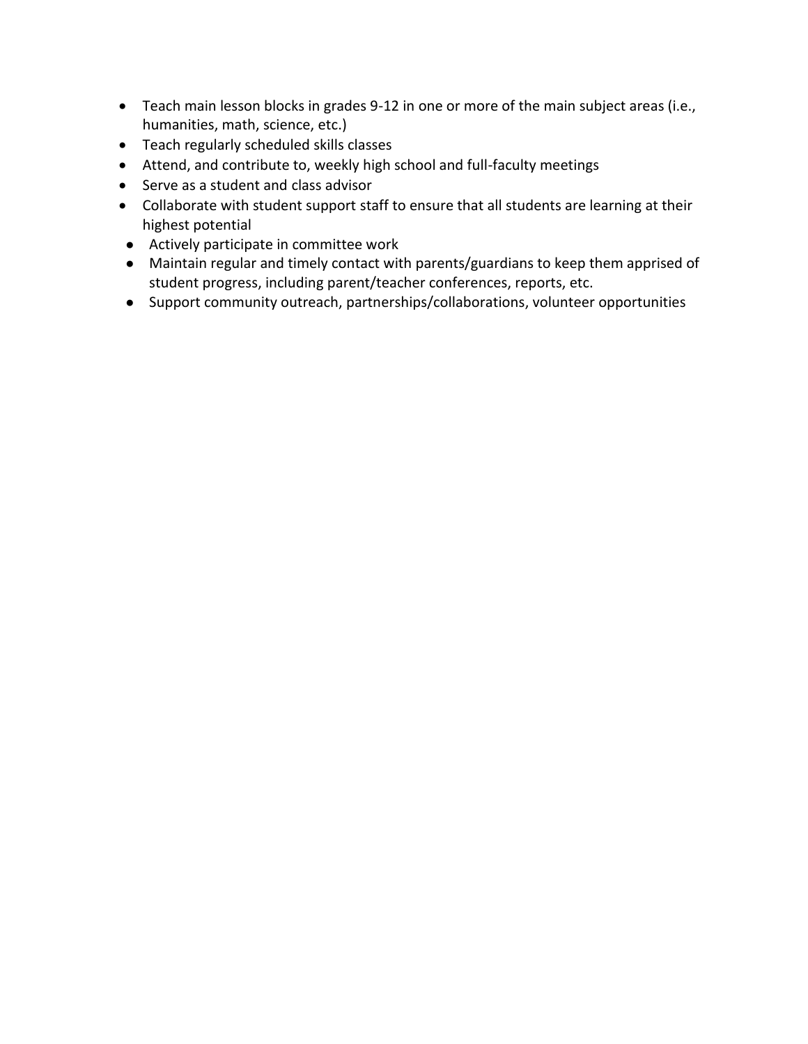- Teach main lesson blocks in grades 9-12 in one or more of the main subject areas (i.e., humanities, math, science, etc.)
- Teach regularly scheduled skills classes
- Attend, and contribute to, weekly high school and full-faculty meetings
- Serve as a student and class advisor
- Collaborate with student support staff to ensure that all students are learning at their highest potential
- Actively participate in committee work
- Maintain regular and timely contact with parents/guardians to keep them apprised of student progress, including parent/teacher conferences, reports, etc.
- Support community outreach, partnerships/collaborations, volunteer opportunities